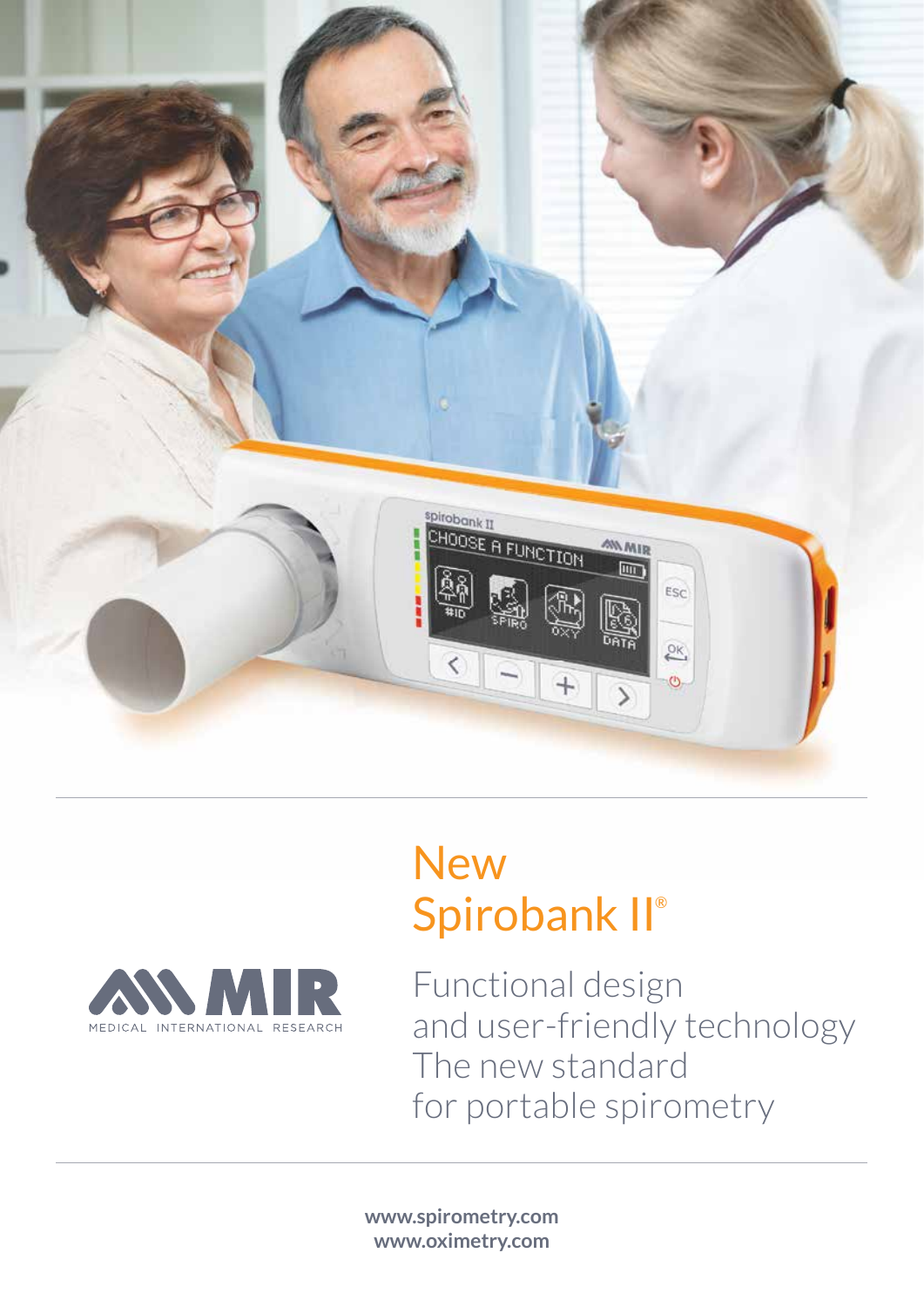# New Spirobank II®

MIR
MEDICAL INTERNATIONAL RESEARCH

Functional design
and user-friendly technology
The new standard
for portable spirometry

**www.spirometry.com**
**www.oximetry.com**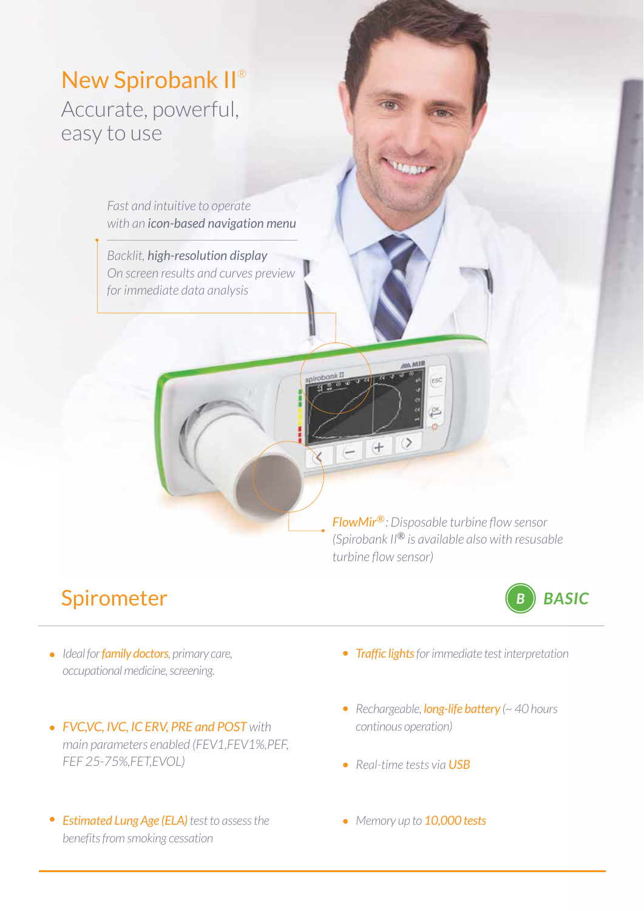# New Spirobank II®

Accurate, powerful, easy to use

*Fast and intuitive to operate with an **icon-based navigation menu***

*Backlit, **high-resolution display** On screen results and curves preview for immediate data analysis*

*FlowMir®: Disposable turbine flow sensor (Spirobank II® is available also with resusable turbine flow sensor)*

## Spirometer

**B BASIC**

- *Ideal for family doctors, primary care, occupational medicine, screening.*
- *FVC,VC, IVC, IC ERV, PRE and POST with main parameters enabled (FEV1,FEV1%,PEF, FEF 25-75%,FET,EVOL)*
- *Estimated Lung Age (ELA) test to assess the benefits from smoking cessation*
- *Traffic lights for immediate test interpretation*
- *Rechargeable, long-life battery (~ 40 hours continous operation)*
- *Real-time tests via USB*
- *Memory up to 10,000 tests*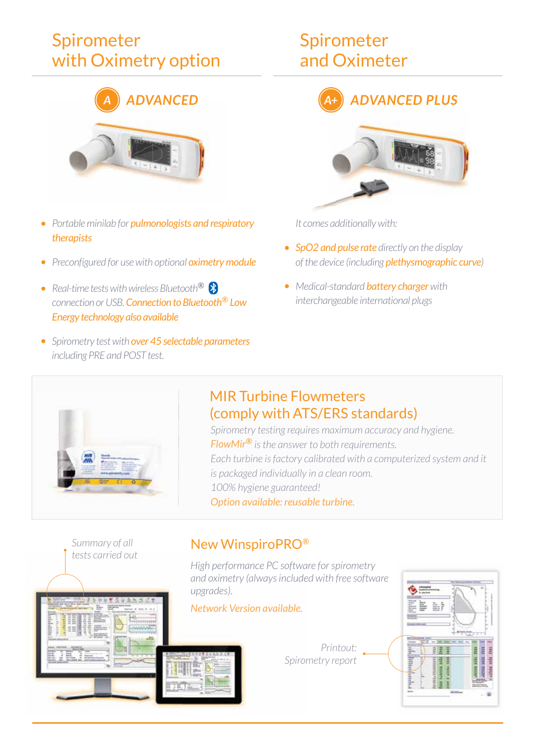## Spirometer with Oximetry option

### A ADVANCED

- *Portable minilab for pulmonologists and respiratory therapists*
- *Preconfigured for use with optional oximetry module*
- *Real-time tests with wireless Bluetooth® connection or USB. Connection to Bluetooth® Low Energy technology also available*
- *Spirometry test with over 45 selectable parameters including PRE and POST test.*

## Spirometer and Oximeter

### A+ ADVANCED PLUS

*It comes additionally with:*

- *SpO2 and pulse rate directly on the display of the device (including plethysmographic curve)*
- *Medical-standard battery charger with interchangeable international plugs*

## MIR Turbine Flowmeters (comply with ATS/ERS standards)

*Spirometry testing requires maximum accuracy and hygiene.*
*FlowMir® is the answer to both requirements.*
*Each turbine is factory calibrated with a computerized system and it is packaged individually in a clean room.*
*100% hygiene guaranteed!*
*Option available: reusable turbine.*

## New WinspiroPRO®

*High performance PC software for spirometry and oximetry (always included with free software upgrades).*

*Network Version available.*

*Summary of all tests carried out*

*Printout: Spirometry report*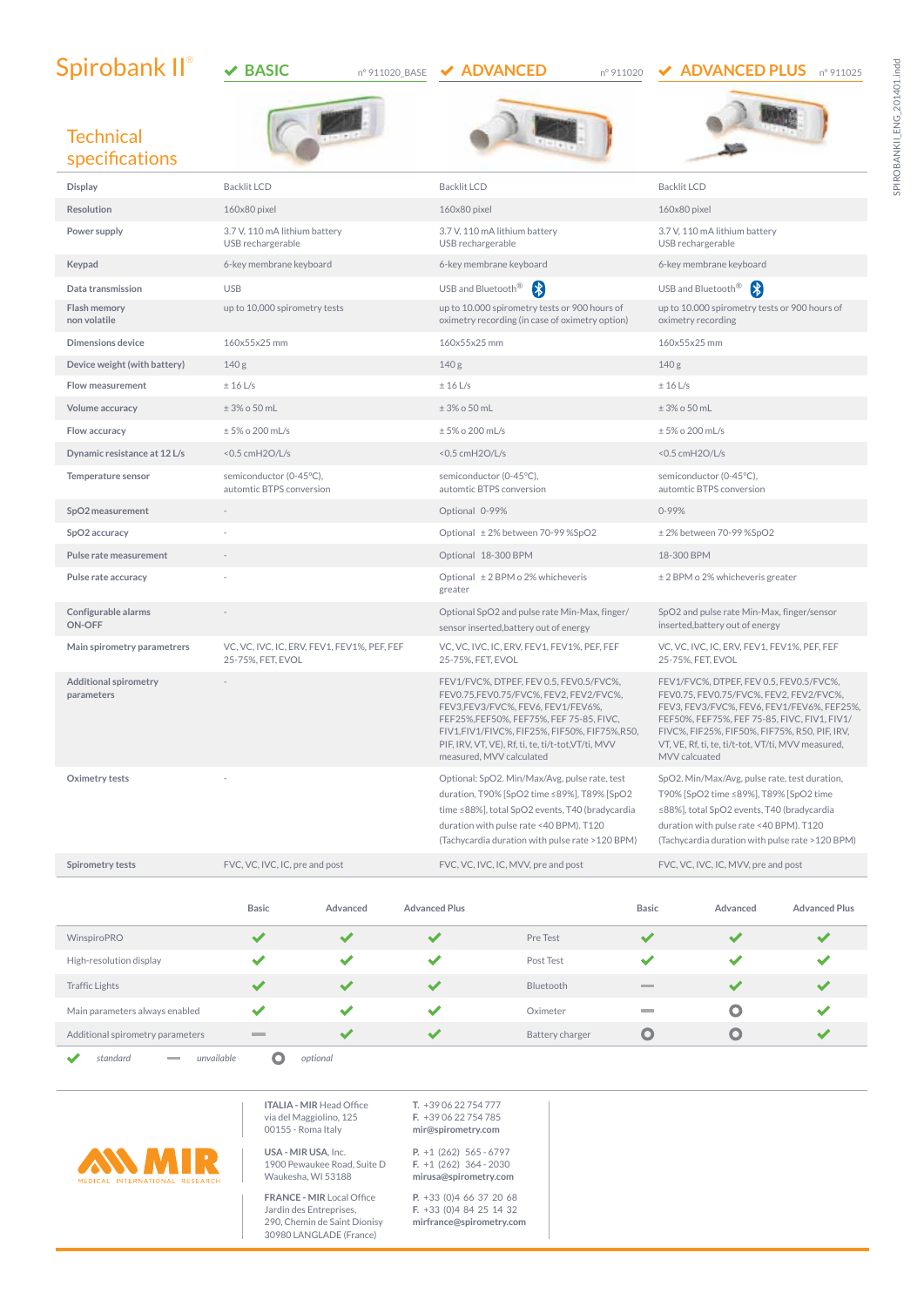# Spirobank II®

## Technical specifications

| | ✔ BASIC n° 911020_BASE | ✔ ADVANCED n° 911020 | ✔ ADVANCED PLUS n° 911025 |
|---|---|---|---|
| Display | Backlit LCD | Backlit LCD | Backlit LCD |
| Resolution | 160x80 pixel | 160x80 pixel | 160x80 pixel |
| Power supply | 3.7 V, 110 mA lithium battery USB rechargeable | 3.7 V, 110 mA lithium battery USB rechargeable | 3.7 V, 110 mA lithium battery USB rechargeable |
| Keypad | 6-key membrane keyboard | 6-key membrane keyboard | 6-key membrane keyboard |
| Data transmission | USB | USB and Bluetooth® | USB and Bluetooth® |
| Flash memory non volatile | up to 10,000 spirometry tests | up to 10.000 spirometry tests or 900 hours of oximetry recording (in case of oximetry option) | up to 10.000 spirometry tests or 900 hours of oximetry recording |
| Dimensions device | 160x55x25 mm | 160x55x25 mm | 160x55x25 mm |
| Device weight (with battery) | 140 g | 140 g | 140 g |
| Flow measurement | ± 16 L/s | ± 16 L/s | ± 16 L/s |
| Volume accuracy | ± 3% o 50 mL | ± 3% o 50 mL | ± 3% o 50 mL |
| Flow accuracy | ± 5% o 200 mL/s | ± 5% o 200 mL/s | ± 5% o 200 mL/s |
| Dynamic resistance at 12 L/s | <0.5 cmH2O/L/s | <0.5 cmH2O/L/s | <0.5 cmH2O/L/s |
| Temperature sensor | semiconductor (0-45°C), automtic BTPS conversion | semiconductor (0-45°C), automtic BTPS conversion | semiconductor (0-45°C), automtic BTPS conversion |
| SpO2 measurement | - | Optional 0-99% | 0-99% |
| SpO2 accuracy | - | Optional ± 2% between 70-99 %SpO2 | ± 2% between 70-99 %SpO2 |
| Pulse rate measurement | - | Optional 18-300 BPM | 18-300 BPM |
| Pulse rate accuracy | - | Optional ± 2 BPM o 2% whicheveris greater | ± 2 BPM o 2% whicheveris greater |
| Configurable alarms ON-OFF | - | Optional SpO2 and pulse rate Min-Max, finger/sensor inserted,battery out of energy | SpO2 and pulse rate Min-Max, finger/sensor inserted,battery out of energy |
| Main spirometry parametrers | VC, VC, IVC, IC, ERV, FEV1, FEV1%, PEF, FEF 25-75%, FET, EVOL | VC, VC, IVC, IC, ERV, FEV1, FEV1%, PEF, FEF 25-75%, FET, EVOL | VC, VC, IVC, IC, ERV, FEV1, FEV1%, PEF, FEF 25-75%, FET, EVOL |
| Additional spirometry parameters | - | FEV1/FVC%, DTPEF, FEV 0.5, FEV0.5/FVC%, FEV0.75,FEV0.75/FVC%, FEV2, FEV2/FVC%, FEV3,FEV3/FVC%, FEV6, FEV1/FEV6%, FEF25%,FEF50%, FEF75%, FEF 75-85, FIVC, FIV1,FIV1/FIVC%, FIF25%, FIF50%, FIF75%,R50, PIF, IRV, VT, VE), Rf, ti, te, ti/t-tot,VT/ti, MVV measured, MVV calculated | FEV1/FVC%, DTPEF, FEV 0.5, FEV0.5/FVC%, FEV0.75, FEV0.75/FVC%, FEV2, FEV2/FVC%, FEV3, FEV3/FVC%, FEV6, FEV1/FEV6%, FEF25%, FEF50%, FEF75%, FEF 75-85, FIVC, FIV1, FIV1/FIVC%, FIF25%, FIF50%, FIF75%, R50, PIF, IRV, VT, VE, Rf, ti, te, ti/t-tot, VT/ti, MVV measured, MVV calcuated |
| Oximetry tests | - | Optional: SpO2. Min/Max/Avg, pulse rate, test duration, T90% [SpO2 time ≤89%], T89% [SpO2 time ≤88%], total SpO2 events, T40 (bradycardia duration with pulse rate <40 BPM). T120 (Tachycardia duration with pulse rate >120 BPM) | SpO2. Min/Max/Avg, pulse rate, test duration, T90% [SpO2 time ≤89%], T89% [SpO2 time ≤88%], total SpO2 events, T40 (bradycardia duration with pulse rate <40 BPM). T120 (Tachycardia duration with pulse rate >120 BPM) |
| Spirometry tests | FVC, VC, IVC, IC, pre and post | FVC, VC, IVC, IC, MVV, pre and post | FVC, VC, IVC, IC, MVV, pre and post |

| | Basic | Advanced | Advanced Plus | | Basic | Advanced | Advanced Plus |
|---|---|---|---|---|---|---|---|
| WinspiroPRO | ✔ | ✔ | ✔ | Pre Test | ✔ | ✔ | ✔ |
| High-resolution display | ✔ | ✔ | ✔ | Post Test | ✔ | ✔ | ✔ |
| Traffic Lights | ✔ | ✔ | ✔ | Bluetooth | — | ✔ | ✔ |
| Main parameters always enabled | ✔ | ✔ | ✔ | Oximeter | — | ○ | ✔ |
| Additional spirometry parameters | — | ✔ | ✔ | Battery charger | ○ | ○ | ✔ |

✔ *standard* — *unavailable* ○ *optional*

MIR MEDICAL INTERNATIONAL RESEARCH

**ITALIA - MIR** Head Office
via del Maggiolino, 125
00155 - Roma Italy
**T.** +39 06 22 754 777
**F.** +39 06 22 754 785
**mir@spirometry.com**

**USA - MIR** USA, Inc.
1900 Pewaukee Road, Suite D
Waukesha, WI 53188
**P.** +1 (262) 565 - 6797
**F.** +1 (262) 364 - 2030
**mirusa@spirometry.com**

**FRANCE - MIR** Local Office
Jardin des Entreprises,
290, Chemin de Saint Dionisy
30980 LANGLADE (France)
**P.** +33 (0)4 66 37 20 68
**F.** +33 (0)4 84 25 14 32
**mirfrance@spirometry.com**